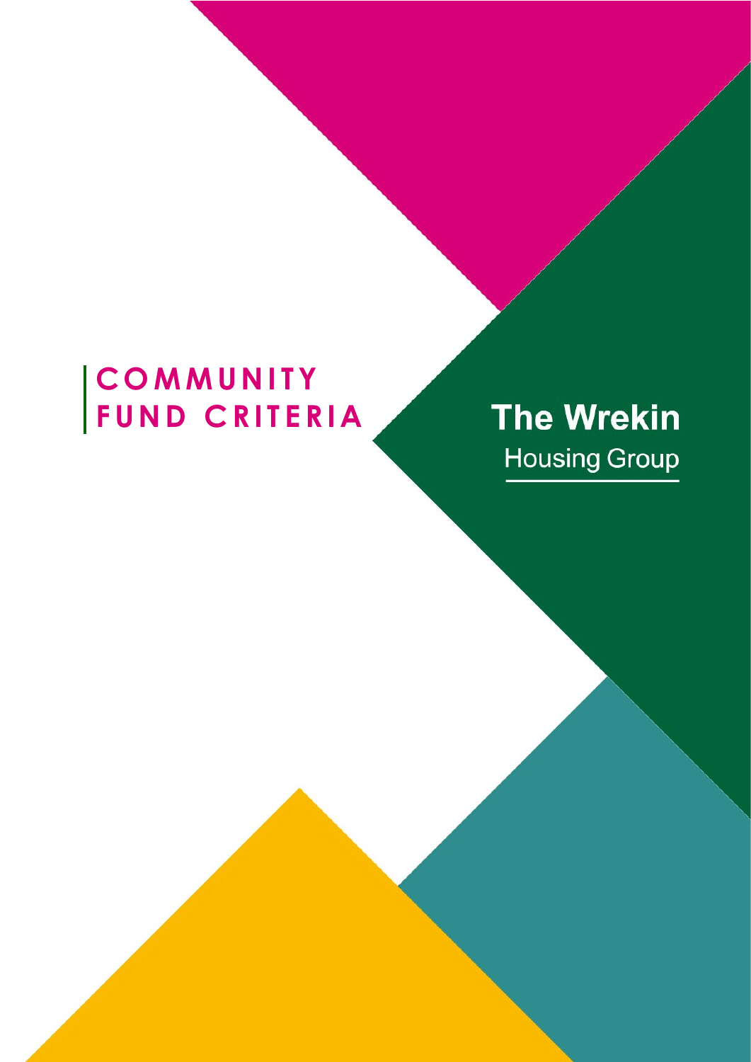# COMMUNITY FUND CRITERIA

The Wrekin
Housing Group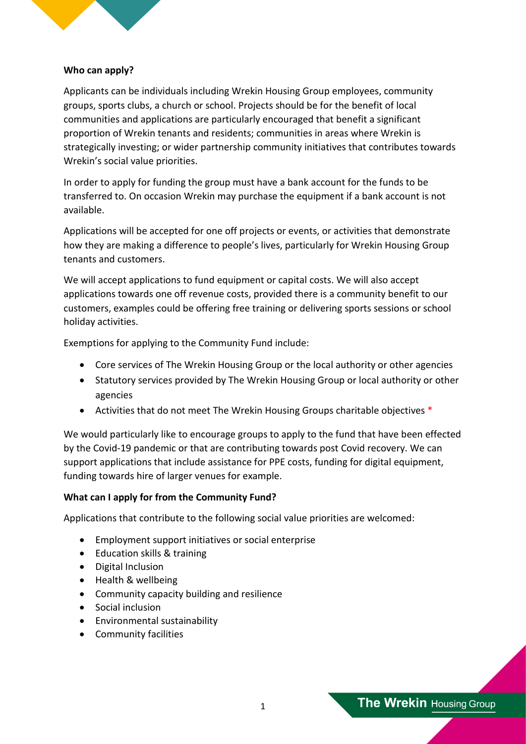**Who can apply?**

Applicants can be individuals including Wrekin Housing Group employees, community groups, sports clubs, a church or school. Projects should be for the benefit of local communities and applications are particularly encouraged that benefit a significant proportion of Wrekin tenants and residents; communities in areas where Wrekin is strategically investing; or wider partnership community initiatives that contributes towards Wrekin's social value priorities.

In order to apply for funding the group must have a bank account for the funds to be transferred to. On occasion Wrekin may purchase the equipment if a bank account is not available.

Applications will be accepted for one off projects or events, or activities that demonstrate how they are making a difference to people's lives, particularly for Wrekin Housing Group tenants and customers.

We will accept applications to fund equipment or capital costs. We will also accept applications towards one off revenue costs, provided there is a community benefit to our customers, examples could be offering free training or delivering sports sessions or school holiday activities.

Exemptions for applying to the Community Fund include:

- Core services of The Wrekin Housing Group or the local authority or other agencies
- Statutory services provided by The Wrekin Housing Group or local authority or other agencies
- Activities that do not meet The Wrekin Housing Groups charitable objectives *

We would particularly like to encourage groups to apply to the fund that have been effected by the Covid-19 pandemic or that are contributing towards post Covid recovery. We can support applications that include assistance for PPE costs, funding for digital equipment, funding towards hire of larger venues for example.

**What can I apply for from the Community Fund?**

Applications that contribute to the following social value priorities are welcomed:

- Employment support initiatives or social enterprise
- Education skills & training
- Digital Inclusion
- Health & wellbeing
- Community capacity building and resilience
- Social inclusion
- Environmental sustainability
- Community facilities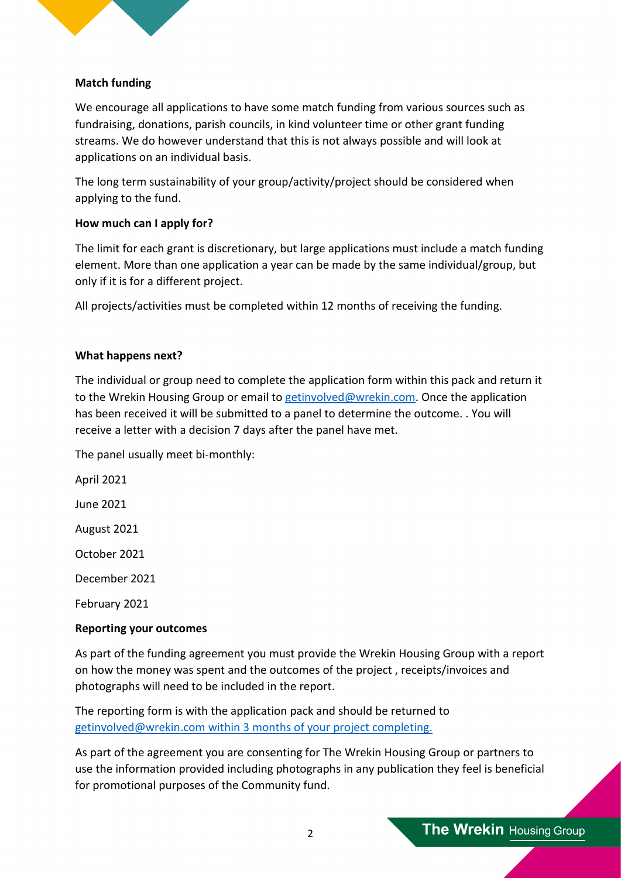**Match funding**

We encourage all applications to have some match funding from various sources such as fundraising, donations, parish councils, in kind volunteer time or other grant funding streams. We do however understand that this is not always possible and will look at applications on an individual basis.

The long term sustainability of your group/activity/project should be considered when applying to the fund.

**How much can I apply for?**

The limit for each grant is discretionary, but large applications must include a match funding element. More than one application a year can be made by the same individual/group, but only if it is for a different project.

All projects/activities must be completed within 12 months of receiving the funding.

**What happens next?**

The individual or group need to complete the application form within this pack and return it to the Wrekin Housing Group or email to getinvolved@wrekin.com. Once the application has been received it will be submitted to a panel to determine the outcome. . You will receive a letter with a decision 7 days after the panel have met.

The panel usually meet bi-monthly:

April 2021

June 2021

August 2021

October 2021

December 2021

February 2021

**Reporting your outcomes**

As part of the funding agreement you must provide the Wrekin Housing Group with a report on how the money was spent and the outcomes of the project , receipts/invoices and photographs will need to be included in the report.

The reporting form is with the application pack and should be returned to getinvolved@wrekin.com within 3 months of your project completing.

As part of the agreement you are consenting for The Wrekin Housing Group or partners to use the information provided including photographs in any publication they feel is beneficial for promotional purposes of the Community fund.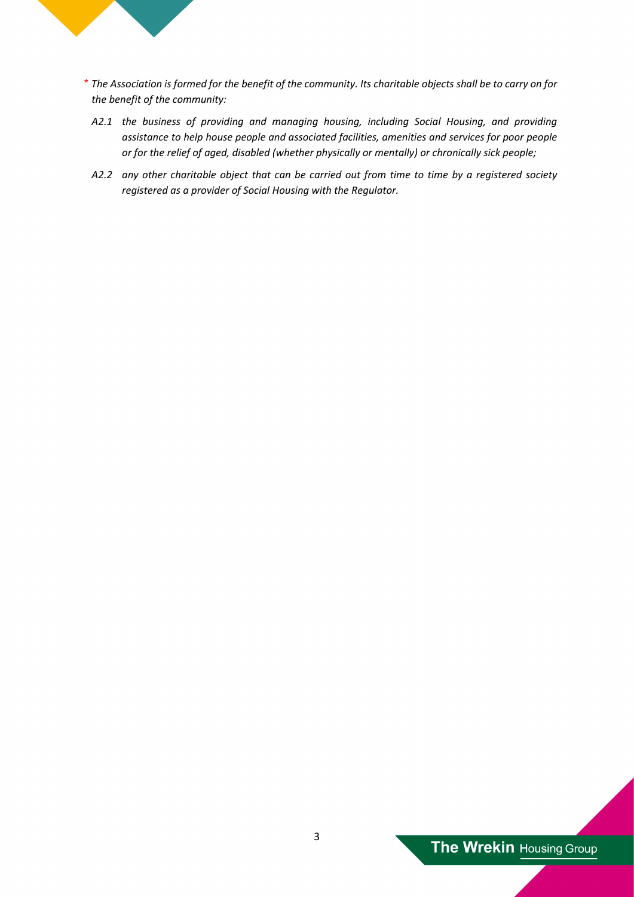\* *The Association is formed for the benefit of the community. Its charitable objects shall be to carry on for the benefit of the community:*

*A2.1 the business of providing and managing housing, including Social Housing, and providing assistance to help house people and associated facilities, amenities and services for poor people or for the relief of aged, disabled (whether physically or mentally) or chronically sick people;*

*A2.2 any other charitable object that can be carried out from time to time by a registered society registered as a provider of Social Housing with the Regulator.*